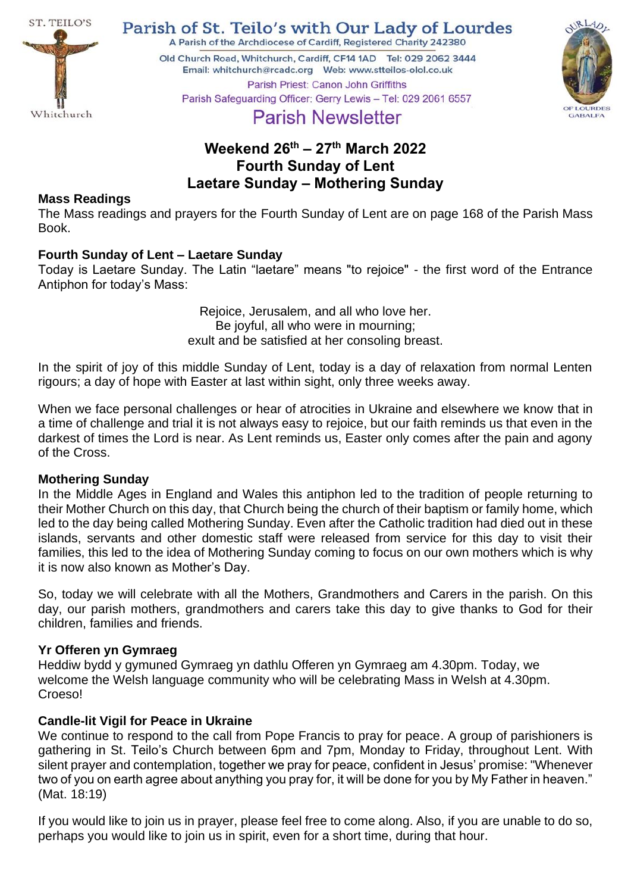# Parish of St. Teilo's with Our Lady of Lourdes

A Parish of the Archdiocese of Cardiff, Registered Charity 242380

Old Church Road, Whitchurch, Cardiff, CF14 1AD Tel: 029 2062 3444
Email: whitchurch@rcadc.org Web: www.stteilos-olol.co.uk

Parish Priest: Canon John Griffiths

Parish Safeguarding Officer: Gerry Lewis – Tel: 029 2061 6557

## Parish Newsletter

## Weekend 26th – 27th March 2022
## Fourth Sunday of Lent
## Laetare Sunday – Mothering Sunday

**Mass Readings**

The Mass readings and prayers for the Fourth Sunday of Lent are on page 168 of the Parish Mass Book.

**Fourth Sunday of Lent – Laetare Sunday**

Today is Laetare Sunday. The Latin "laetare" means "to rejoice" - the first word of the Entrance Antiphon for today's Mass:

Rejoice, Jerusalem, and all who love her.
Be joyful, all who were in mourning;
exult and be satisfied at her consoling breast.

In the spirit of joy of this middle Sunday of Lent, today is a day of relaxation from normal Lenten rigours; a day of hope with Easter at last within sight, only three weeks away.

When we face personal challenges or hear of atrocities in Ukraine and elsewhere we know that in a time of challenge and trial it is not always easy to rejoice, but our faith reminds us that even in the darkest of times the Lord is near. As Lent reminds us, Easter only comes after the pain and agony of the Cross.

**Mothering Sunday**

In the Middle Ages in England and Wales this antiphon led to the tradition of people returning to their Mother Church on this day, that Church being the church of their baptism or family home, which led to the day being called Mothering Sunday. Even after the Catholic tradition had died out in these islands, servants and other domestic staff were released from service for this day to visit their families, this led to the idea of Mothering Sunday coming to focus on our own mothers which is why it is now also known as Mother's Day.

So, today we will celebrate with all the Mothers, Grandmothers and Carers in the parish. On this day, our parish mothers, grandmothers and carers take this day to give thanks to God for their children, families and friends.

**Yr Offeren yn Gymraeg**

Heddiw bydd y gymuned Gymraeg yn dathlu Offeren yn Gymraeg am 4.30pm. Today, we welcome the Welsh language community who will be celebrating Mass in Welsh at 4.30pm. Croeso!

**Candle-lit Vigil for Peace in Ukraine**

We continue to respond to the call from Pope Francis to pray for peace. A group of parishioners is gathering in St. Teilo's Church between 6pm and 7pm, Monday to Friday, throughout Lent. With silent prayer and contemplation, together we pray for peace, confident in Jesus' promise: "Whenever two of you on earth agree about anything you pray for, it will be done for you by My Father in heaven." (Mat. 18:19)

If you would like to join us in prayer, please feel free to come along. Also, if you are unable to do so, perhaps you would like to join us in spirit, even for a short time, during that hour.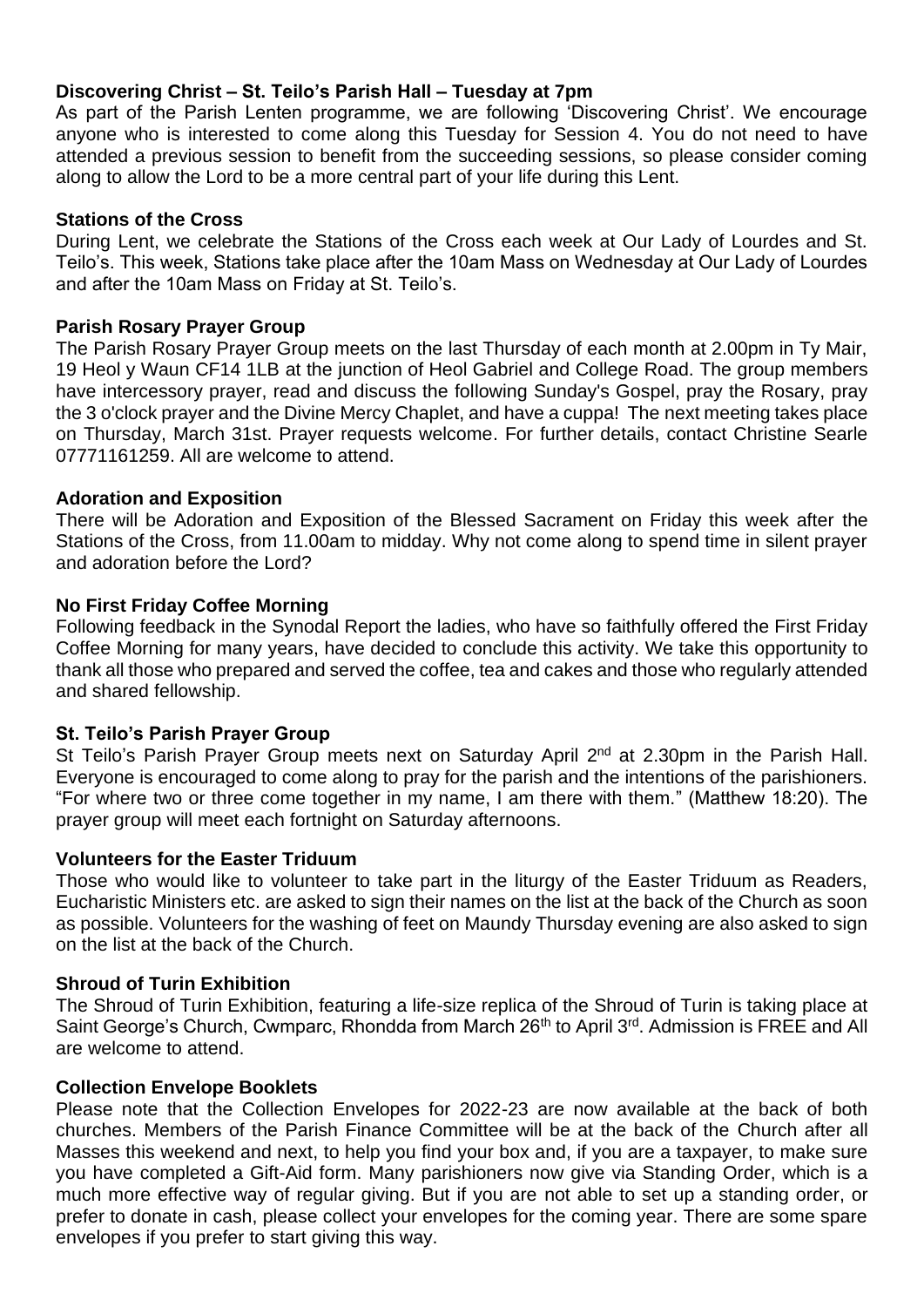**Discovering Christ – St. Teilo's Parish Hall – Tuesday at 7pm**

As part of the Parish Lenten programme, we are following 'Discovering Christ'. We encourage anyone who is interested to come along this Tuesday for Session 4. You do not need to have attended a previous session to benefit from the succeeding sessions, so please consider coming along to allow the Lord to be a more central part of your life during this Lent.

**Stations of the Cross**

During Lent, we celebrate the Stations of the Cross each week at Our Lady of Lourdes and St. Teilo's. This week, Stations take place after the 10am Mass on Wednesday at Our Lady of Lourdes and after the 10am Mass on Friday at St. Teilo's.

**Parish Rosary Prayer Group**

The Parish Rosary Prayer Group meets on the last Thursday of each month at 2.00pm in Ty Mair, 19 Heol y Waun CF14 1LB at the junction of Heol Gabriel and College Road. The group members have intercessory prayer, read and discuss the following Sunday's Gospel, pray the Rosary, pray the 3 o'clock prayer and the Divine Mercy Chaplet, and have a cuppa! The next meeting takes place on Thursday, March 31st. Prayer requests welcome. For further details, contact Christine Searle 07771161259. All are welcome to attend.

**Adoration and Exposition**

There will be Adoration and Exposition of the Blessed Sacrament on Friday this week after the Stations of the Cross, from 11.00am to midday. Why not come along to spend time in silent prayer and adoration before the Lord?

**No First Friday Coffee Morning**

Following feedback in the Synodal Report the ladies, who have so faithfully offered the First Friday Coffee Morning for many years, have decided to conclude this activity. We take this opportunity to thank all those who prepared and served the coffee, tea and cakes and those who regularly attended and shared fellowship.

**St. Teilo's Parish Prayer Group**

St Teilo's Parish Prayer Group meets next on Saturday April 2nd at 2.30pm in the Parish Hall. Everyone is encouraged to come along to pray for the parish and the intentions of the parishioners. "For where two or three come together in my name, I am there with them." (Matthew 18:20). The prayer group will meet each fortnight on Saturday afternoons.

**Volunteers for the Easter Triduum**

Those who would like to volunteer to take part in the liturgy of the Easter Triduum as Readers, Eucharistic Ministers etc. are asked to sign their names on the list at the back of the Church as soon as possible. Volunteers for the washing of feet on Maundy Thursday evening are also asked to sign on the list at the back of the Church.

**Shroud of Turin Exhibition**

The Shroud of Turin Exhibition, featuring a life-size replica of the Shroud of Turin is taking place at Saint George's Church, Cwmparc, Rhondda from March 26th to April 3rd. Admission is FREE and All are welcome to attend.

**Collection Envelope Booklets**

Please note that the Collection Envelopes for 2022-23 are now available at the back of both churches. Members of the Parish Finance Committee will be at the back of the Church after all Masses this weekend and next, to help you find your box and, if you are a taxpayer, to make sure you have completed a Gift-Aid form. Many parishioners now give via Standing Order, which is a much more effective way of regular giving. But if you are not able to set up a standing order, or prefer to donate in cash, please collect your envelopes for the coming year. There are some spare envelopes if you prefer to start giving this way.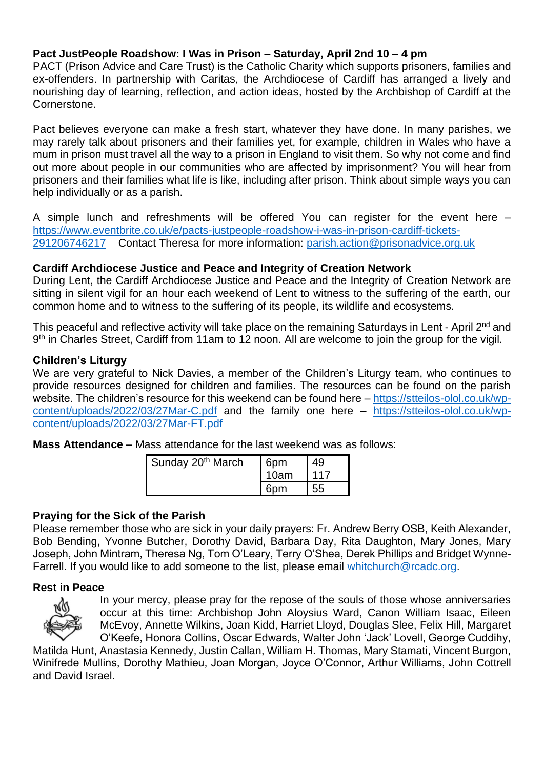**Pact JustPeople Roadshow: I Was in Prison – Saturday, April 2nd 10 – 4 pm**

PACT (Prison Advice and Care Trust) is the Catholic Charity which supports prisoners, families and ex-offenders. In partnership with Caritas, the Archdiocese of Cardiff has arranged a lively and nourishing day of learning, reflection, and action ideas, hosted by the Archbishop of Cardiff at the Cornerstone.

Pact believes everyone can make a fresh start, whatever they have done. In many parishes, we may rarely talk about prisoners and their families yet, for example, children in Wales who have a mum in prison must travel all the way to a prison in England to visit them. So why not come and find out more about people in our communities who are affected by imprisonment? You will hear from prisoners and their families what life is like, including after prison. Think about simple ways you can help individually or as a parish.

A simple lunch and refreshments will be offered You can register for the event here – https://www.eventbrite.co.uk/e/pacts-justpeople-roadshow-i-was-in-prison-cardiff-tickets-291206746217 Contact Theresa for more information: parish.action@prisonadvice.org.uk

**Cardiff Archdiocese Justice and Peace and Integrity of Creation Network**

During Lent, the Cardiff Archdiocese Justice and Peace and the Integrity of Creation Network are sitting in silent vigil for an hour each weekend of Lent to witness to the suffering of the earth, our common home and to witness to the suffering of its people, its wildlife and ecosystems.

This peaceful and reflective activity will take place on the remaining Saturdays in Lent - April 2nd and 9th in Charles Street, Cardiff from 11am to 12 noon. All are welcome to join the group for the vigil.

**Children's Liturgy**

We are very grateful to Nick Davies, a member of the Children's Liturgy team, who continues to provide resources designed for children and families. The resources can be found on the parish website. The children's resource for this weekend can be found here – https://stteilos-olol.co.uk/wp-content/uploads/2022/03/27Mar-C.pdf and the family one here – https://stteilos-olol.co.uk/wp-content/uploads/2022/03/27Mar-FT.pdf

**Mass Attendance –** Mass attendance for the last weekend was as follows:

| Sunday 20th March | 6pm | 49 |
|---|---|---|
| | 10am | 117 |
| | 6pm | 55 |

**Praying for the Sick of the Parish**

Please remember those who are sick in your daily prayers: Fr. Andrew Berry OSB, Keith Alexander, Bob Bending, Yvonne Butcher, Dorothy David, Barbara Day, Rita Daughton, Mary Jones, Mary Joseph, John Mintram, Theresa Ng, Tom O'Leary, Terry O'Shea, Derek Phillips and Bridget Wynne-Farrell. If you would like to add someone to the list, please email whitchurch@rcadc.org.

**Rest in Peace**

In your mercy, please pray for the repose of the souls of those whose anniversaries occur at this time: Archbishop John Aloysius Ward, Canon William Isaac, Eileen McEvoy, Annette Wilkins, Joan Kidd, Harriet Lloyd, Douglas Slee, Felix Hill, Margaret O'Keefe, Honora Collins, Oscar Edwards, Walter John 'Jack' Lovell, George Cuddihy, Matilda Hunt, Anastasia Kennedy, Justin Callan, William H. Thomas, Mary Stamati, Vincent Burgon, Winifrede Mullins, Dorothy Mathieu, Joan Morgan, Joyce O'Connor, Arthur Williams, John Cottrell and David Israel.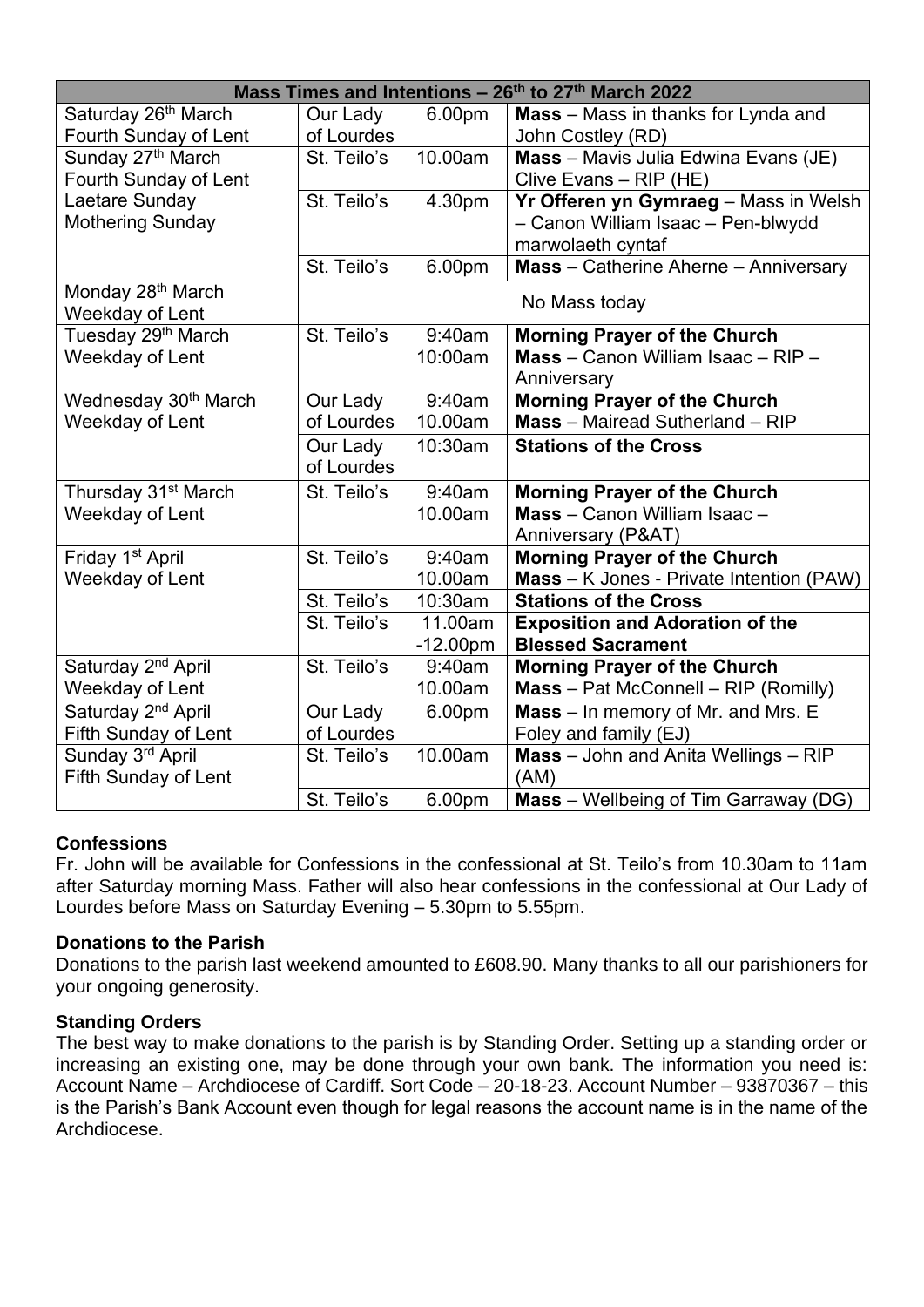| Mass Times and Intentions – 26th to 27th March 2022 | | | |
|---|---|---|---|
| Saturday 26th March<br>Fourth Sunday of Lent | Our Lady of Lourdes | 6.00pm | **Mass** – Mass in thanks for Lynda and John Costley (RD) |
| Sunday 27th March<br>Fourth Sunday of Lent<br>Laetare Sunday<br>Mothering Sunday | St. Teilo's | 10.00am | **Mass** – Mavis Julia Edwina Evans (JE)<br>Clive Evans – RIP (HE) |
| | St. Teilo's | 4.30pm | **Yr Offeren yn Gymraeg** – Mass in Welsh – Canon William Isaac – Pen-blwydd marwolaeth cyntaf |
| | St. Teilo's | 6.00pm | **Mass** – Catherine Aherne – Anniversary |
| Monday 28th March<br>Weekday of Lent | No Mass today | | |
| Tuesday 29th March<br>Weekday of Lent | St. Teilo's | 9:40am<br>10:00am | **Morning Prayer of the Church**<br>**Mass** – Canon William Isaac – RIP – Anniversary |
| Wednesday 30th March<br>Weekday of Lent | Our Lady of Lourdes | 9:40am<br>10.00am | **Morning Prayer of the Church**<br>**Mass** – Mairead Sutherland – RIP |
| | Our Lady of Lourdes | 10:30am | **Stations of the Cross** |
| Thursday 31st March<br>Weekday of Lent | St. Teilo's | 9:40am<br>10.00am | **Morning Prayer of the Church**<br>**Mass** – Canon William Isaac – Anniversary (P&AT) |
| Friday 1st April<br>Weekday of Lent | St. Teilo's | 9:40am<br>10.00am | **Morning Prayer of the Church**<br>**Mass** – K Jones - Private Intention (PAW) |
| | St. Teilo's | 10:30am | **Stations of the Cross** |
| | St. Teilo's | 11.00am -12.00pm | **Exposition and Adoration of the Blessed Sacrament** |
| Saturday 2nd April<br>Weekday of Lent | St. Teilo's | 9:40am<br>10.00am | **Morning Prayer of the Church**<br>**Mass** – Pat McConnell – RIP (Romilly) |
| Saturday 2nd April<br>Fifth Sunday of Lent | Our Lady of Lourdes | 6.00pm | **Mass** – In memory of Mr. and Mrs. E Foley and family (EJ) |
| Sunday 3rd April<br>Fifth Sunday of Lent | St. Teilo's | 10.00am | **Mass** – John and Anita Wellings – RIP (AM) |
| | St. Teilo's | 6.00pm | **Mass** – Wellbeing of Tim Garraway (DG) |

**Confessions**

Fr. John will be available for Confessions in the confessional at St. Teilo's from 10.30am to 11am after Saturday morning Mass. Father will also hear confessions in the confessional at Our Lady of Lourdes before Mass on Saturday Evening – 5.30pm to 5.55pm.

**Donations to the Parish**

Donations to the parish last weekend amounted to £608.90. Many thanks to all our parishioners for your ongoing generosity.

**Standing Orders**

The best way to make donations to the parish is by Standing Order. Setting up a standing order or increasing an existing one, may be done through your own bank. The information you need is: Account Name – Archdiocese of Cardiff. Sort Code – 20-18-23. Account Number – 93870367 – this is the Parish's Bank Account even though for legal reasons the account name is in the name of the Archdiocese.